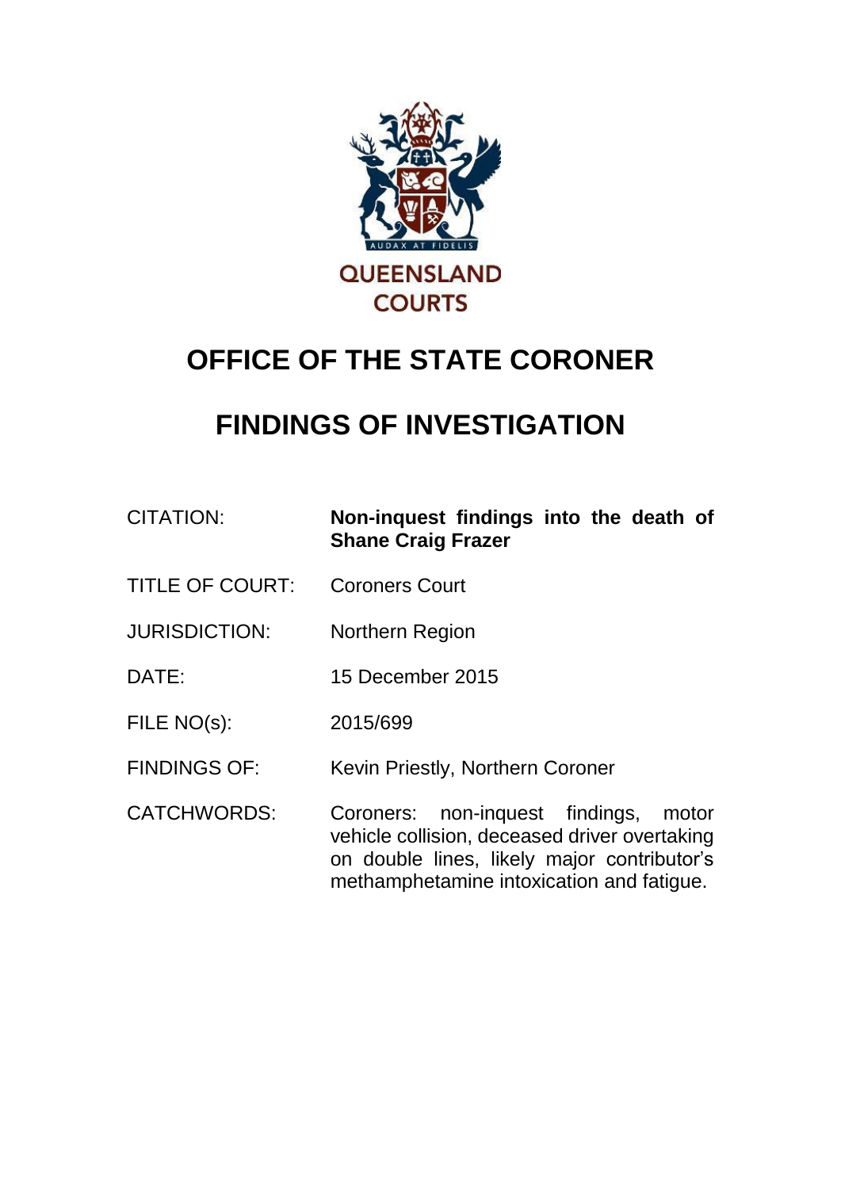QUEENSLAND COURTS

# OFFICE OF THE STATE CORONER

# FINDINGS OF INVESTIGATION

| | |
|---|---|
| CITATION: | **Non-inquest findings into the death of Shane Craig Frazer** |
| TITLE OF COURT: | Coroners Court |
| JURISDICTION: | Northern Region |
| DATE: | 15 December 2015 |
| FILE NO(s): | 2015/699 |
| FINDINGS OF: | Kevin Priestly, Northern Coroner |
| CATCHWORDS: | Coroners: non-inquest findings, motor vehicle collision, deceased driver overtaking on double lines, likely major contributor's methamphetamine intoxication and fatigue. |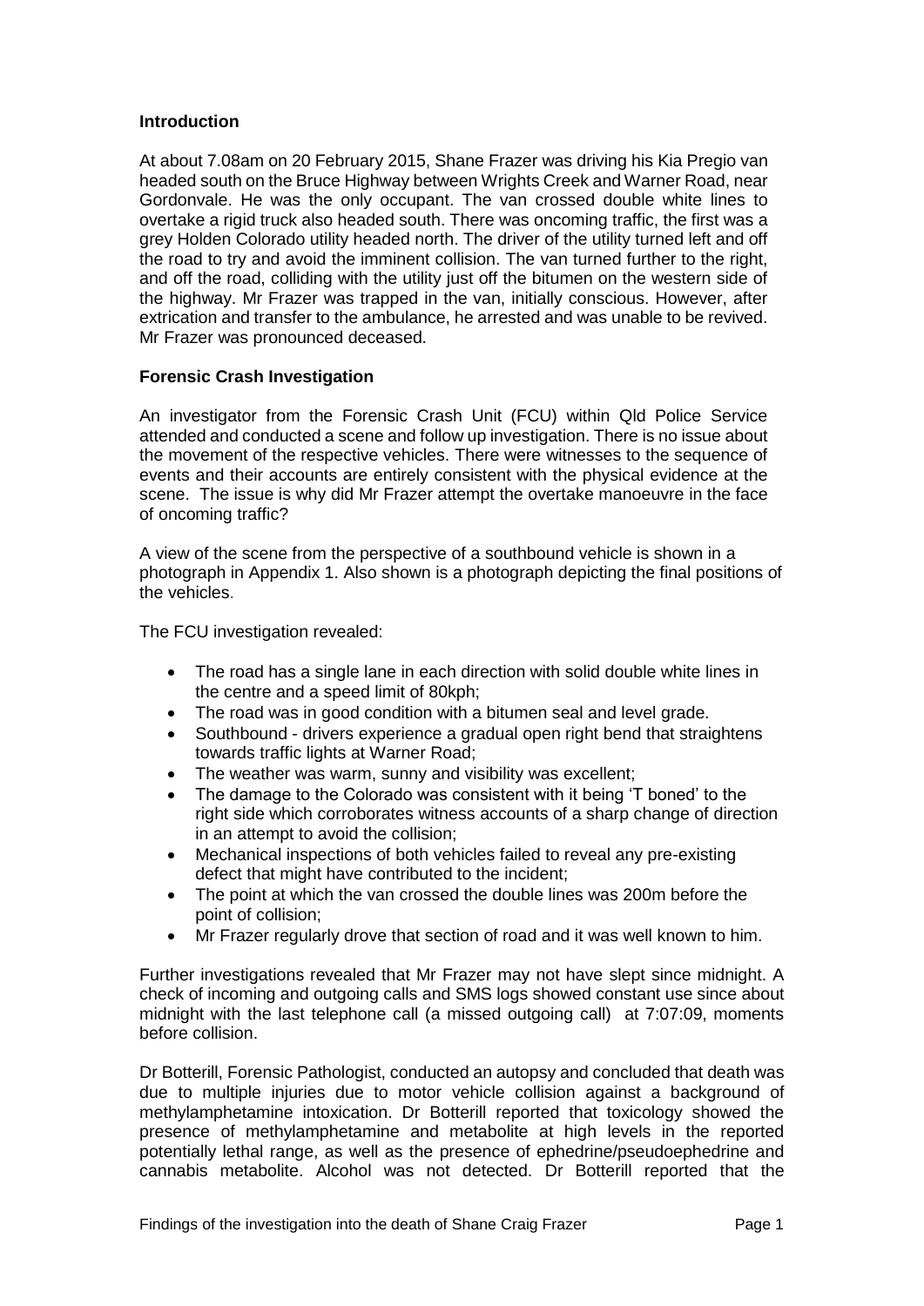## Introduction

At about 7.08am on 20 February 2015, Shane Frazer was driving his Kia Pregio van headed south on the Bruce Highway between Wrights Creek and Warner Road, near Gordonvale. He was the only occupant. The van crossed double white lines to overtake a rigid truck also headed south. There was oncoming traffic, the first was a grey Holden Colorado utility headed north. The driver of the utility turned left and off the road to try and avoid the imminent collision. The van turned further to the right, and off the road, colliding with the utility just off the bitumen on the western side of the highway. Mr Frazer was trapped in the van, initially conscious. However, after extrication and transfer to the ambulance, he arrested and was unable to be revived. Mr Frazer was pronounced deceased.

## Forensic Crash Investigation

An investigator from the Forensic Crash Unit (FCU) within Qld Police Service attended and conducted a scene and follow up investigation. There is no issue about the movement of the respective vehicles. There were witnesses to the sequence of events and their accounts are entirely consistent with the physical evidence at the scene. The issue is why did Mr Frazer attempt the overtake manoeuvre in the face of oncoming traffic?

A view of the scene from the perspective of a southbound vehicle is shown in a photograph in Appendix 1. Also shown is a photograph depicting the final positions of the vehicles.

The FCU investigation revealed:

- The road has a single lane in each direction with solid double white lines in the centre and a speed limit of 80kph;
- The road was in good condition with a bitumen seal and level grade.
- Southbound - drivers experience a gradual open right bend that straightens towards traffic lights at Warner Road;
- The weather was warm, sunny and visibility was excellent;
- The damage to the Colorado was consistent with it being 'T boned' to the right side which corroborates witness accounts of a sharp change of direction in an attempt to avoid the collision;
- Mechanical inspections of both vehicles failed to reveal any pre-existing defect that might have contributed to the incident;
- The point at which the van crossed the double lines was 200m before the point of collision;
- Mr Frazer regularly drove that section of road and it was well known to him.

Further investigations revealed that Mr Frazer may not have slept since midnight. A check of incoming and outgoing calls and SMS logs showed constant use since about midnight with the last telephone call (a missed outgoing call) at 7:07:09, moments before collision.

Dr Botterill, Forensic Pathologist, conducted an autopsy and concluded that death was due to multiple injuries due to motor vehicle collision against a background of methylamphetamine intoxication. Dr Botterill reported that toxicology showed the presence of methylamphetamine and metabolite at high levels in the reported potentially lethal range, as well as the presence of ephedrine/pseudoephedrine and cannabis metabolite. Alcohol was not detected. Dr Botterill reported that the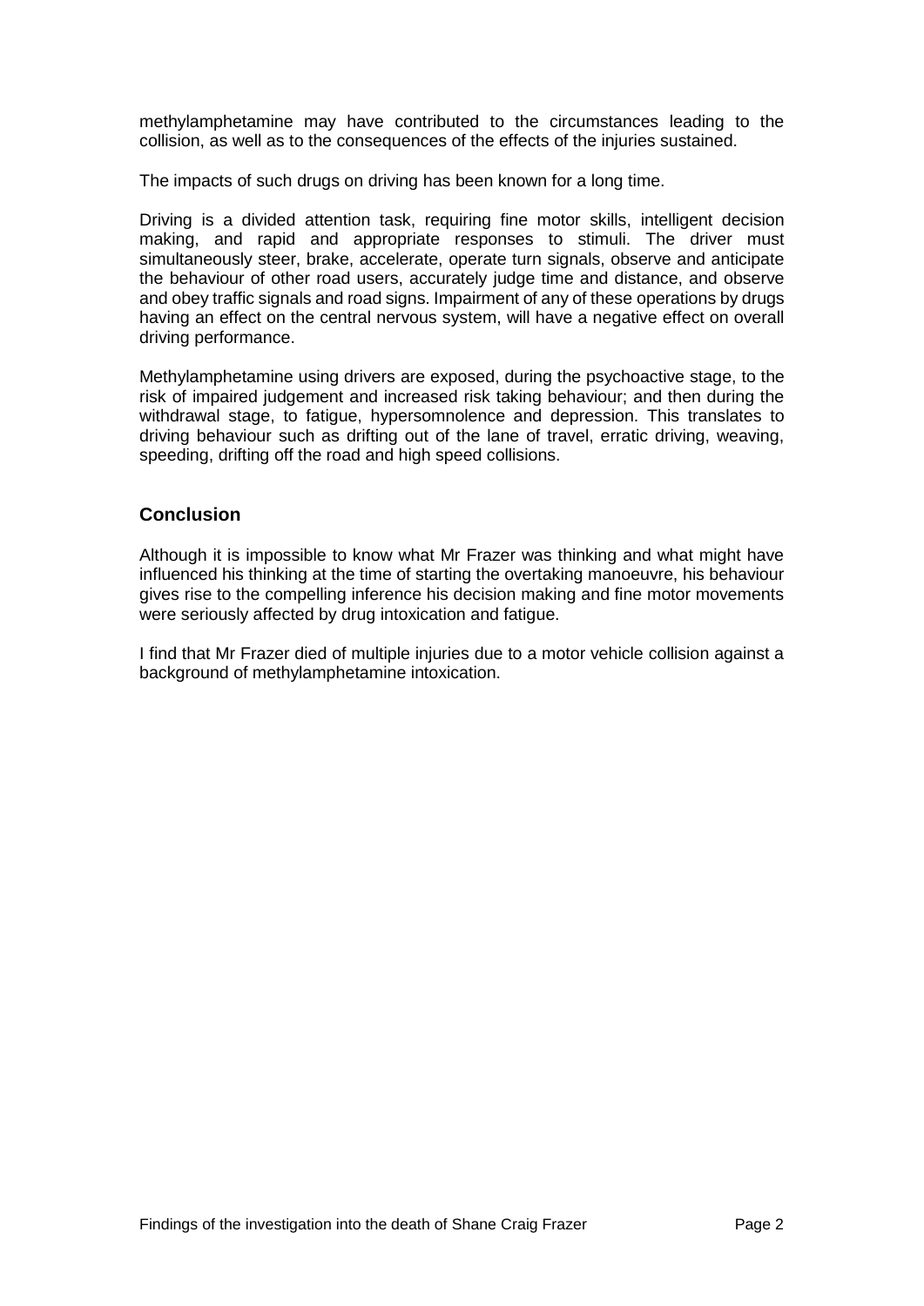methylamphetamine may have contributed to the circumstances leading to the collision, as well as to the consequences of the effects of the injuries sustained.

The impacts of such drugs on driving has been known for a long time.

Driving is a divided attention task, requiring fine motor skills, intelligent decision making, and rapid and appropriate responses to stimuli. The driver must simultaneously steer, brake, accelerate, operate turn signals, observe and anticipate the behaviour of other road users, accurately judge time and distance, and observe and obey traffic signals and road signs. Impairment of any of these operations by drugs having an effect on the central nervous system, will have a negative effect on overall driving performance.

Methylamphetamine using drivers are exposed, during the psychoactive stage, to the risk of impaired judgement and increased risk taking behaviour; and then during the withdrawal stage, to fatigue, hypersomnolence and depression. This translates to driving behaviour such as drifting out of the lane of travel, erratic driving, weaving, speeding, drifting off the road and high speed collisions.

## Conclusion

Although it is impossible to know what Mr Frazer was thinking and what might have influenced his thinking at the time of starting the overtaking manoeuvre, his behaviour gives rise to the compelling inference his decision making and fine motor movements were seriously affected by drug intoxication and fatigue.

I find that Mr Frazer died of multiple injuries due to a motor vehicle collision against a background of methylamphetamine intoxication.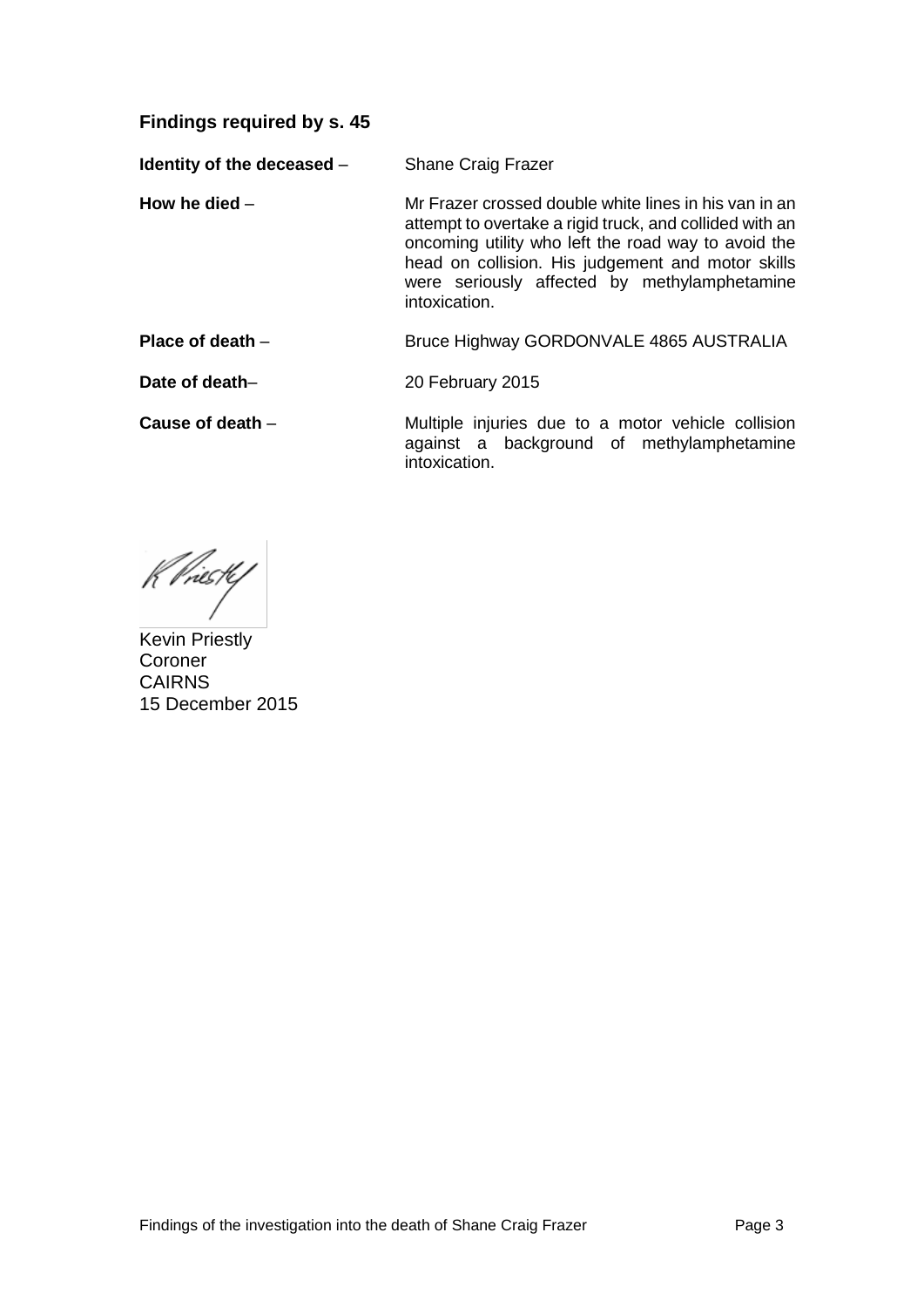## Findings required by s. 45

| | |
|---|---|
| **Identity of the deceased** – | Shane Craig Frazer |
| **How he died** – | Mr Frazer crossed double white lines in his van in an attempt to overtake a rigid truck, and collided with an oncoming utility who left the road way to avoid the head on collision. His judgement and motor skills were seriously affected by methylamphetamine intoxication. |
| **Place of death** – | Bruce Highway GORDONVALE 4865 AUSTRALIA |
| **Date of death**– | 20 February 2015 |
| **Cause of death** – | Multiple injuries due to a motor vehicle collision against a background of methylamphetamine intoxication. |

K Priestly

Kevin Priestly
Coroner
CAIRNS
15 December 2015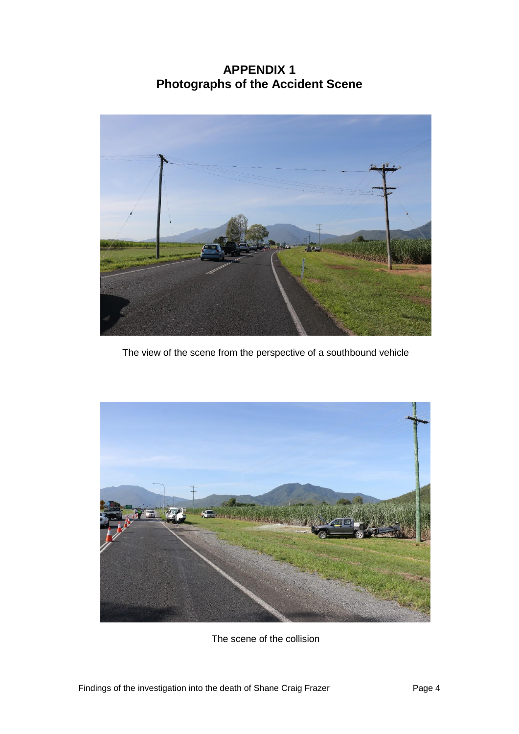# APPENDIX 1
## Photographs of the Accident Scene

The view of the scene from the perspective of a southbound vehicle

The scene of the collision